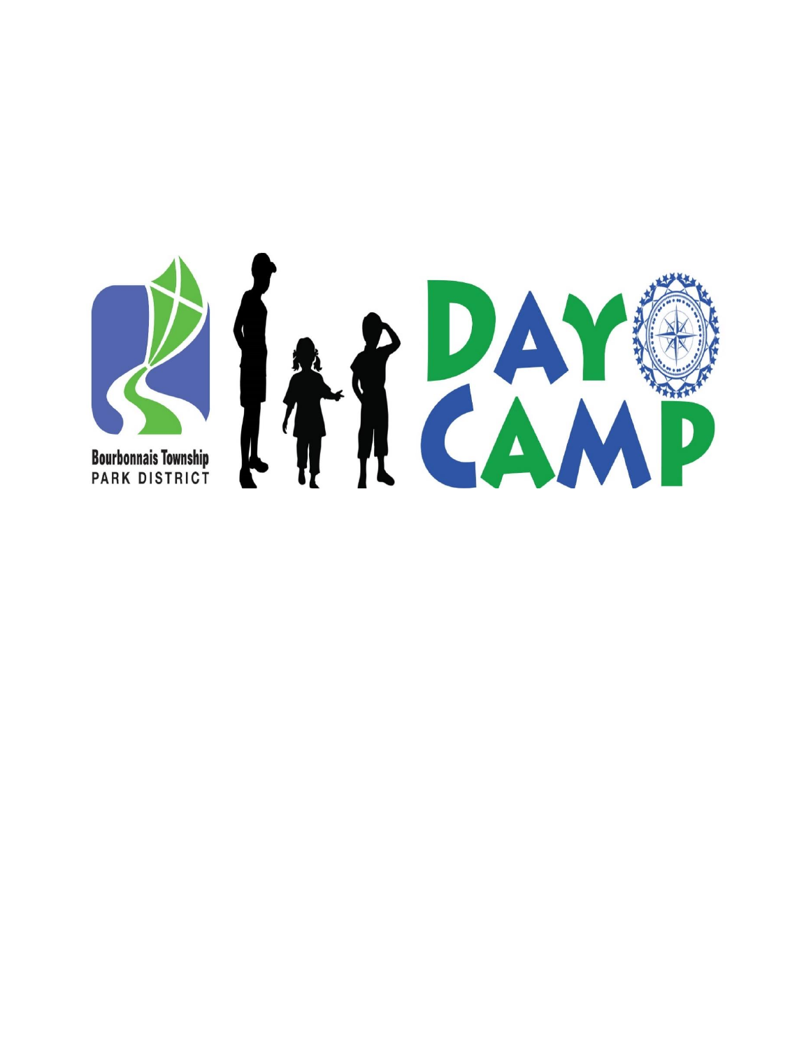Bourbonnais Township
PARK DISTRICT

# DAY CAMP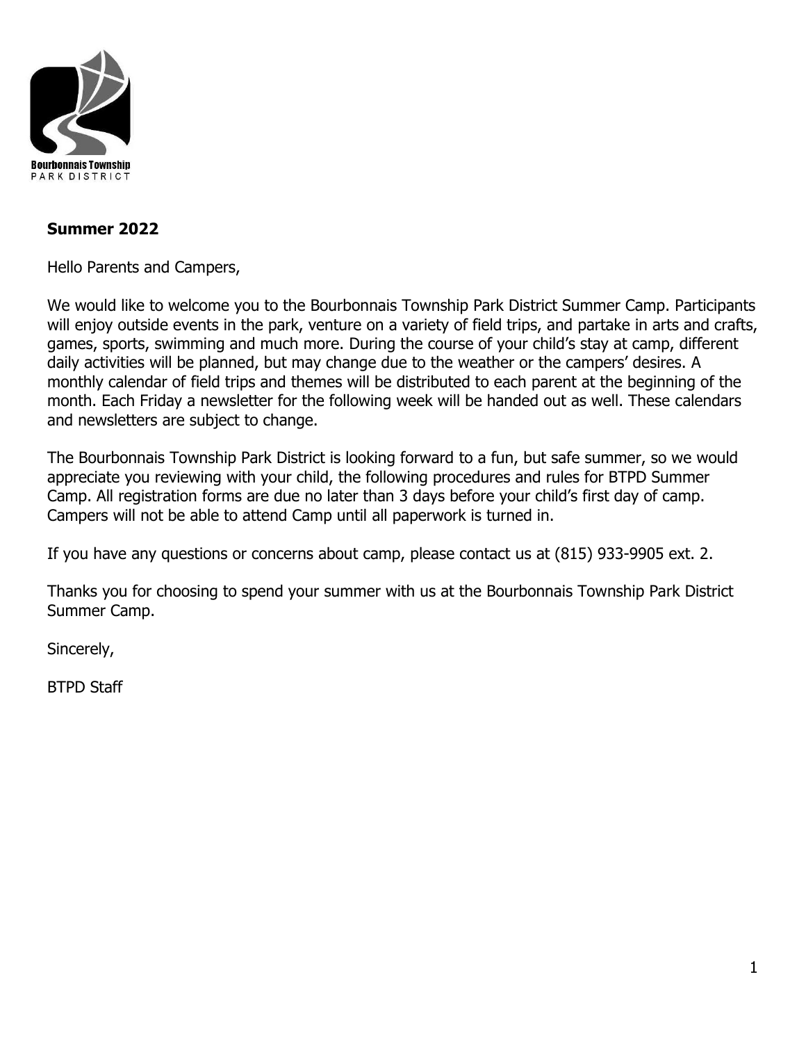Bourbonnais Township
PARK DISTRICT

**Summer 2022**

Hello Parents and Campers,

We would like to welcome you to the Bourbonnais Township Park District Summer Camp. Participants will enjoy outside events in the park, venture on a variety of field trips, and partake in arts and crafts, games, sports, swimming and much more. During the course of your child's stay at camp, different daily activities will be planned, but may change due to the weather or the campers' desires. A monthly calendar of field trips and themes will be distributed to each parent at the beginning of the month. Each Friday a newsletter for the following week will be handed out as well. These calendars and newsletters are subject to change.

The Bourbonnais Township Park District is looking forward to a fun, but safe summer, so we would appreciate you reviewing with your child, the following procedures and rules for BTPD Summer Camp. All registration forms are due no later than 3 days before your child's first day of camp. Campers will not be able to attend Camp until all paperwork is turned in.

If you have any questions or concerns about camp, please contact us at (815) 933-9905 ext. 2.

Thanks you for choosing to spend your summer with us at the Bourbonnais Township Park District Summer Camp.

Sincerely,

BTPD Staff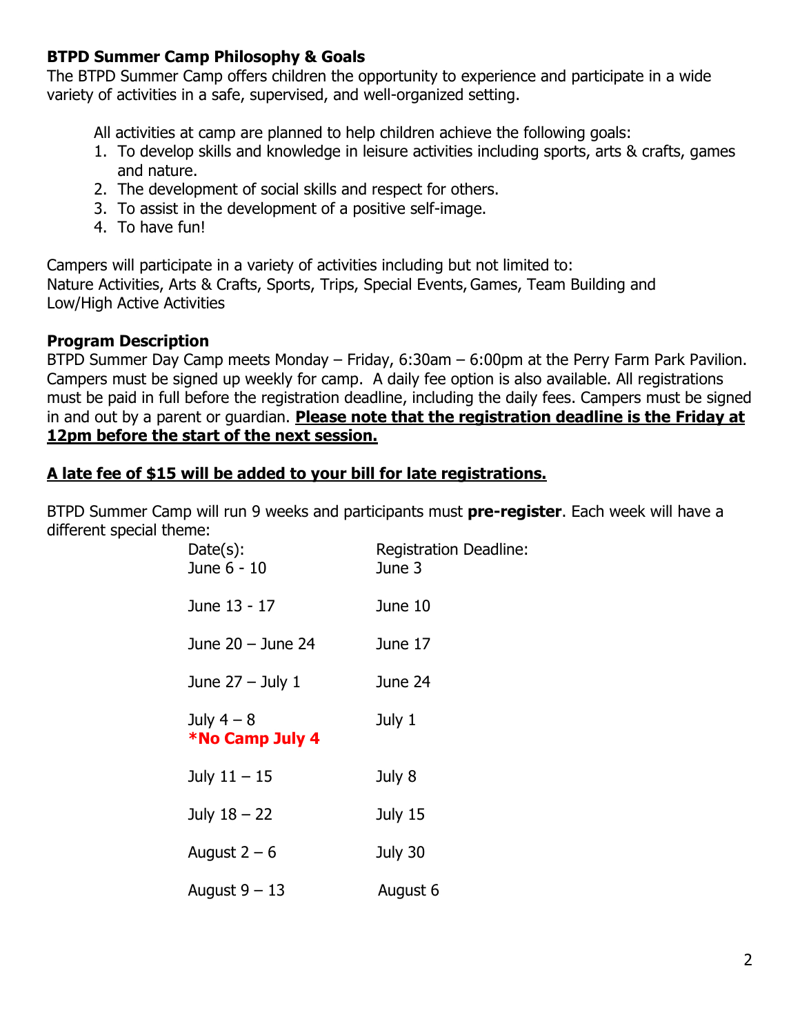**BTPD Summer Camp Philosophy & Goals**

The BTPD Summer Camp offers children the opportunity to experience and participate in a wide variety of activities in a safe, supervised, and well-organized setting.

All activities at camp are planned to help children achieve the following goals:

1. To develop skills and knowledge in leisure activities including sports, arts & crafts, games and nature.
2. The development of social skills and respect for others.
3. To assist in the development of a positive self-image.
4. To have fun!

Campers will participate in a variety of activities including but not limited to:
Nature Activities, Arts & Crafts, Sports, Trips, Special Events, Games, Team Building and Low/High Active Activities

**Program Description**

BTPD Summer Day Camp meets Monday – Friday, 6:30am – 6:00pm at the Perry Farm Park Pavilion. Campers must be signed up weekly for camp. A daily fee option is also available. All registrations must be paid in full before the registration deadline, including the daily fees. Campers must be signed in and out by a parent or guardian. **Please note that the registration deadline is the Friday at 12pm before the start of the next session.**

**A late fee of $15 will be added to your bill for late registrations.**

BTPD Summer Camp will run 9 weeks and participants must **pre-register**. Each week will have a different special theme:

| Date(s): | Registration Deadline: |
|---|---|
| June 6 - 10 | June 3 |
| June 13 - 17 | June 10 |
| June 20 – June 24 | June 17 |
| June 27 – July 1 | June 24 |
| July 4 – 8 **\*No Camp July 4** | July 1 |
| July 11 – 15 | July 8 |
| July 18 – 22 | July 15 |
| August 2 – 6 | July 30 |
| August 9 – 13 | August 6 |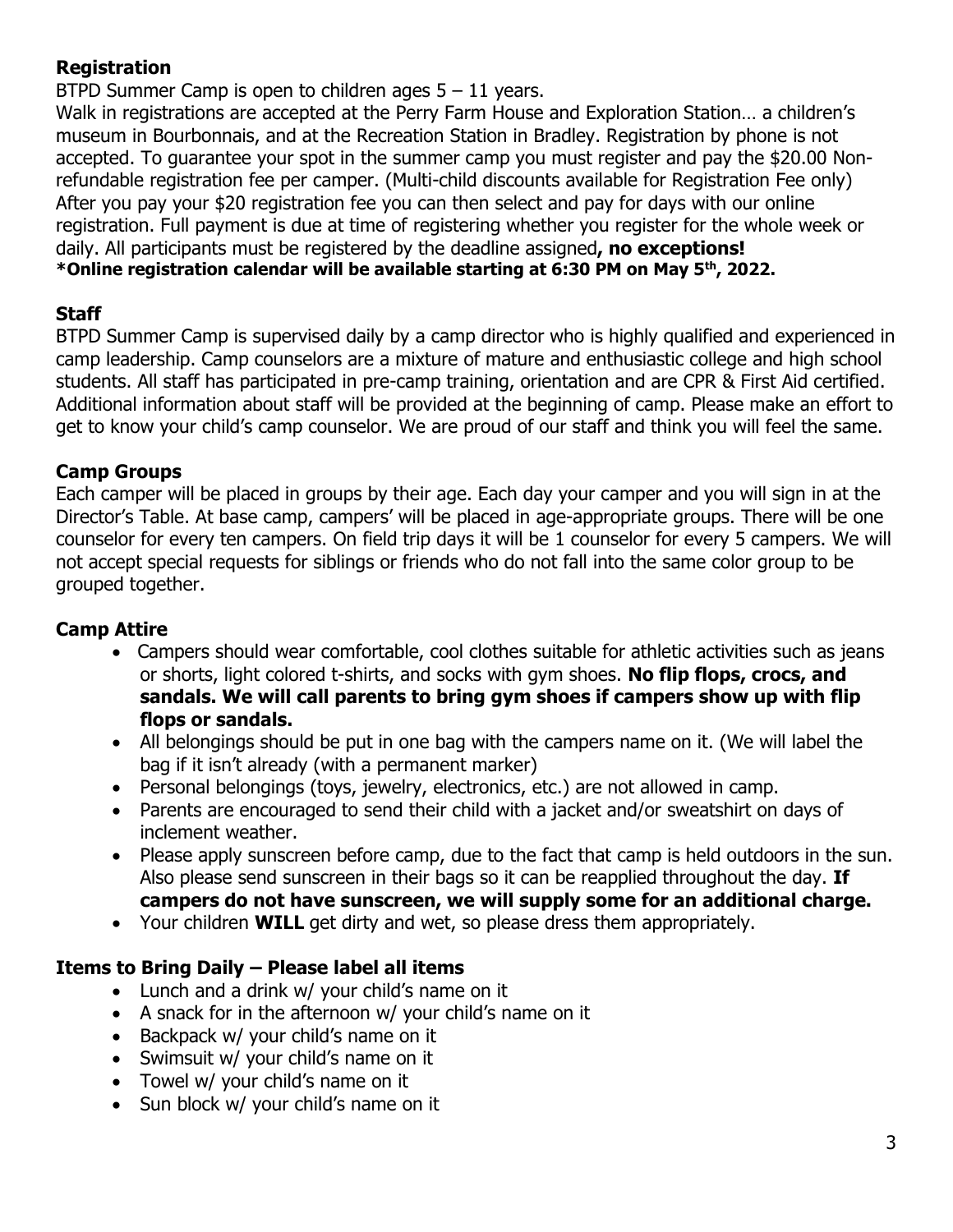## Registration

BTPD Summer Camp is open to children ages 5 – 11 years.

Walk in registrations are accepted at the Perry Farm House and Exploration Station… a children's museum in Bourbonnais, and at the Recreation Station in Bradley. Registration by phone is not accepted. To guarantee your spot in the summer camp you must register and pay the $20.00 Non-refundable registration fee per camper. (Multi-child discounts available for Registration Fee only) After you pay your $20 registration fee you can then select and pay for days with our online registration. Full payment is due at time of registering whether you register for the whole week or daily. All participants must be registered by the deadline assigned**, no exceptions!**

**\*Online registration calendar will be available starting at 6:30 PM on May 5th, 2022.**

## Staff

BTPD Summer Camp is supervised daily by a camp director who is highly qualified and experienced in camp leadership. Camp counselors are a mixture of mature and enthusiastic college and high school students. All staff has participated in pre-camp training, orientation and are CPR & First Aid certified. Additional information about staff will be provided at the beginning of camp. Please make an effort to get to know your child's camp counselor. We are proud of our staff and think you will feel the same.

## Camp Groups

Each camper will be placed in groups by their age. Each day your camper and you will sign in at the Director's Table. At base camp, campers' will be placed in age-appropriate groups. There will be one counselor for every ten campers. On field trip days it will be 1 counselor for every 5 campers. We will not accept special requests for siblings or friends who do not fall into the same color group to be grouped together.

## Camp Attire

- Campers should wear comfortable, cool clothes suitable for athletic activities such as jeans or shorts, light colored t-shirts, and socks with gym shoes. **No flip flops, crocs, and sandals. We will call parents to bring gym shoes if campers show up with flip flops or sandals.**
- All belongings should be put in one bag with the campers name on it. (We will label the bag if it isn't already (with a permanent marker)
- Personal belongings (toys, jewelry, electronics, etc.) are not allowed in camp.
- Parents are encouraged to send their child with a jacket and/or sweatshirt on days of inclement weather.
- Please apply sunscreen before camp, due to the fact that camp is held outdoors in the sun. Also please send sunscreen in their bags so it can be reapplied throughout the day. **If campers do not have sunscreen, we will supply some for an additional charge.**
- Your children **WILL** get dirty and wet, so please dress them appropriately.

## Items to Bring Daily – Please label all items

- Lunch and a drink w/ your child's name on it
- A snack for in the afternoon w/ your child's name on it
- Backpack w/ your child's name on it
- Swimsuit w/ your child's name on it
- Towel w/ your child's name on it
- Sun block w/ your child's name on it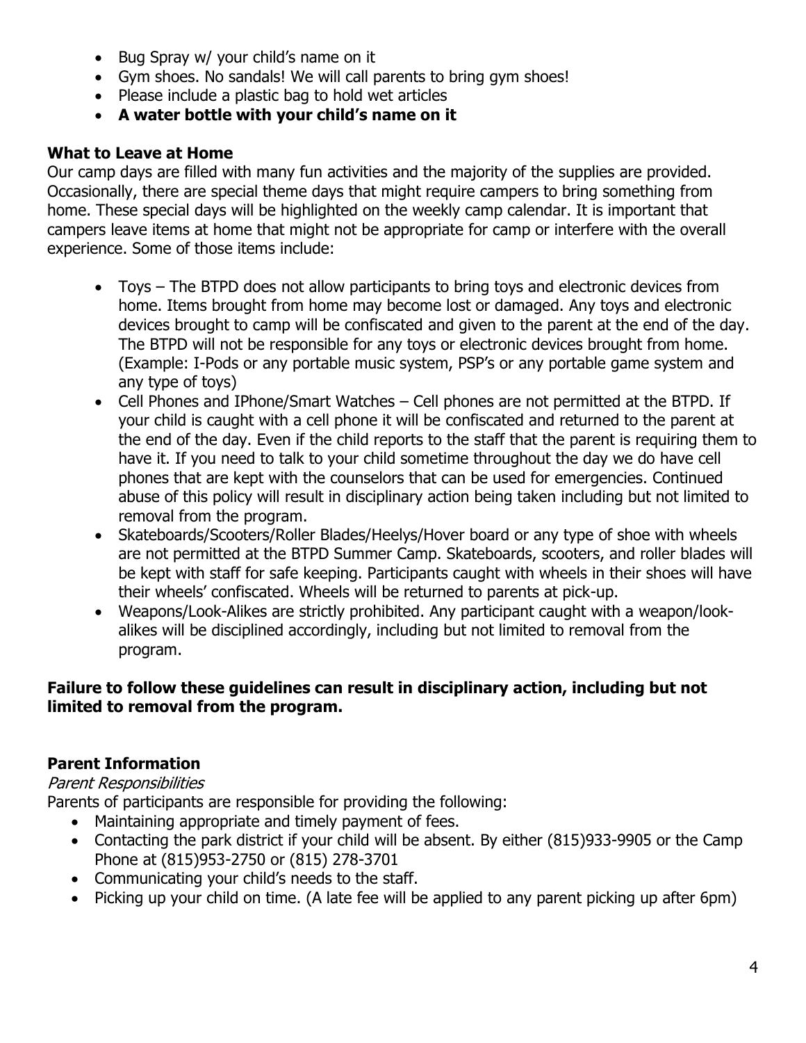- Bug Spray w/ your child's name on it
- Gym shoes. No sandals! We will call parents to bring gym shoes!
- Please include a plastic bag to hold wet articles
- **A water bottle with your child's name on it**

### What to Leave at Home

Our camp days are filled with many fun activities and the majority of the supplies are provided. Occasionally, there are special theme days that might require campers to bring something from home. These special days will be highlighted on the weekly camp calendar. It is important that campers leave items at home that might not be appropriate for camp or interfere with the overall experience. Some of those items include:

- Toys – The BTPD does not allow participants to bring toys and electronic devices from home. Items brought from home may become lost or damaged. Any toys and electronic devices brought to camp will be confiscated and given to the parent at the end of the day. The BTPD will not be responsible for any toys or electronic devices brought from home. (Example: I-Pods or any portable music system, PSP's or any portable game system and any type of toys)
- Cell Phones and IPhone/Smart Watches – Cell phones are not permitted at the BTPD. If your child is caught with a cell phone it will be confiscated and returned to the parent at the end of the day. Even if the child reports to the staff that the parent is requiring them to have it. If you need to talk to your child sometime throughout the day we do have cell phones that are kept with the counselors that can be used for emergencies. Continued abuse of this policy will result in disciplinary action being taken including but not limited to removal from the program.
- Skateboards/Scooters/Roller Blades/Heelys/Hover board or any type of shoe with wheels are not permitted at the BTPD Summer Camp. Skateboards, scooters, and roller blades will be kept with staff for safe keeping. Participants caught with wheels in their shoes will have their wheels' confiscated. Wheels will be returned to parents at pick-up.
- Weapons/Look-Alikes are strictly prohibited. Any participant caught with a weapon/look-alikes will be disciplined accordingly, including but not limited to removal from the program.

**Failure to follow these guidelines can result in disciplinary action, including but not limited to removal from the program.**

### Parent Information

*Parent Responsibilities*

Parents of participants are responsible for providing the following:

- Maintaining appropriate and timely payment of fees.
- Contacting the park district if your child will be absent. By either (815)933-9905 or the Camp Phone at (815)953-2750 or (815) 278-3701
- Communicating your child's needs to the staff.
- Picking up your child on time. (A late fee will be applied to any parent picking up after 6pm)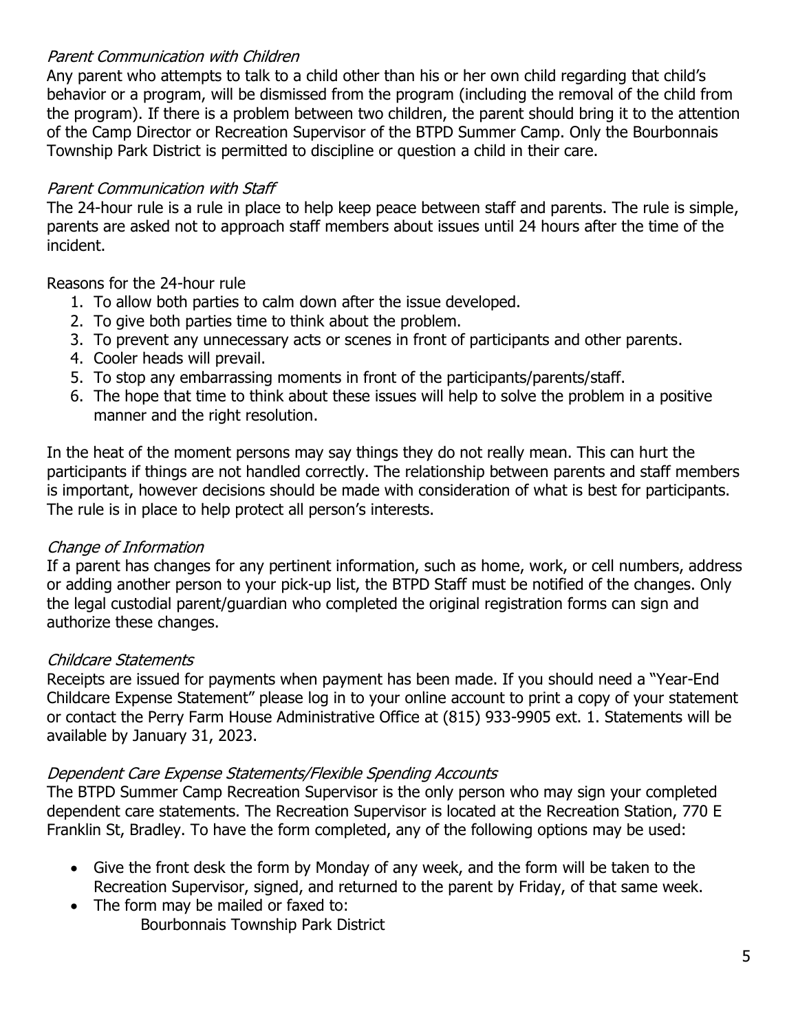*Parent Communication with Children*

Any parent who attempts to talk to a child other than his or her own child regarding that child's behavior or a program, will be dismissed from the program (including the removal of the child from the program). If there is a problem between two children, the parent should bring it to the attention of the Camp Director or Recreation Supervisor of the BTPD Summer Camp. Only the Bourbonnais Township Park District is permitted to discipline or question a child in their care.

*Parent Communication with Staff*

The 24-hour rule is a rule in place to help keep peace between staff and parents. The rule is simple, parents are asked not to approach staff members about issues until 24 hours after the time of the incident.

Reasons for the 24-hour rule

1. To allow both parties to calm down after the issue developed.
2. To give both parties time to think about the problem.
3. To prevent any unnecessary acts or scenes in front of participants and other parents.
4. Cooler heads will prevail.
5. To stop any embarrassing moments in front of the participants/parents/staff.
6. The hope that time to think about these issues will help to solve the problem in a positive manner and the right resolution.

In the heat of the moment persons may say things they do not really mean. This can hurt the participants if things are not handled correctly. The relationship between parents and staff members is important, however decisions should be made with consideration of what is best for participants. The rule is in place to help protect all person's interests.

*Change of Information*

If a parent has changes for any pertinent information, such as home, work, or cell numbers, address or adding another person to your pick-up list, the BTPD Staff must be notified of the changes. Only the legal custodial parent/guardian who completed the original registration forms can sign and authorize these changes.

*Childcare Statements*

Receipts are issued for payments when payment has been made. If you should need a "Year-End Childcare Expense Statement" please log in to your online account to print a copy of your statement or contact the Perry Farm House Administrative Office at (815) 933-9905 ext. 1. Statements will be available by January 31, 2023.

*Dependent Care Expense Statements/Flexible Spending Accounts*

The BTPD Summer Camp Recreation Supervisor is the only person who may sign your completed dependent care statements. The Recreation Supervisor is located at the Recreation Station, 770 E Franklin St, Bradley. To have the form completed, any of the following options may be used:

- Give the front desk the form by Monday of any week, and the form will be taken to the Recreation Supervisor, signed, and returned to the parent by Friday, of that same week.
- The form may be mailed or faxed to:
  Bourbonnais Township Park District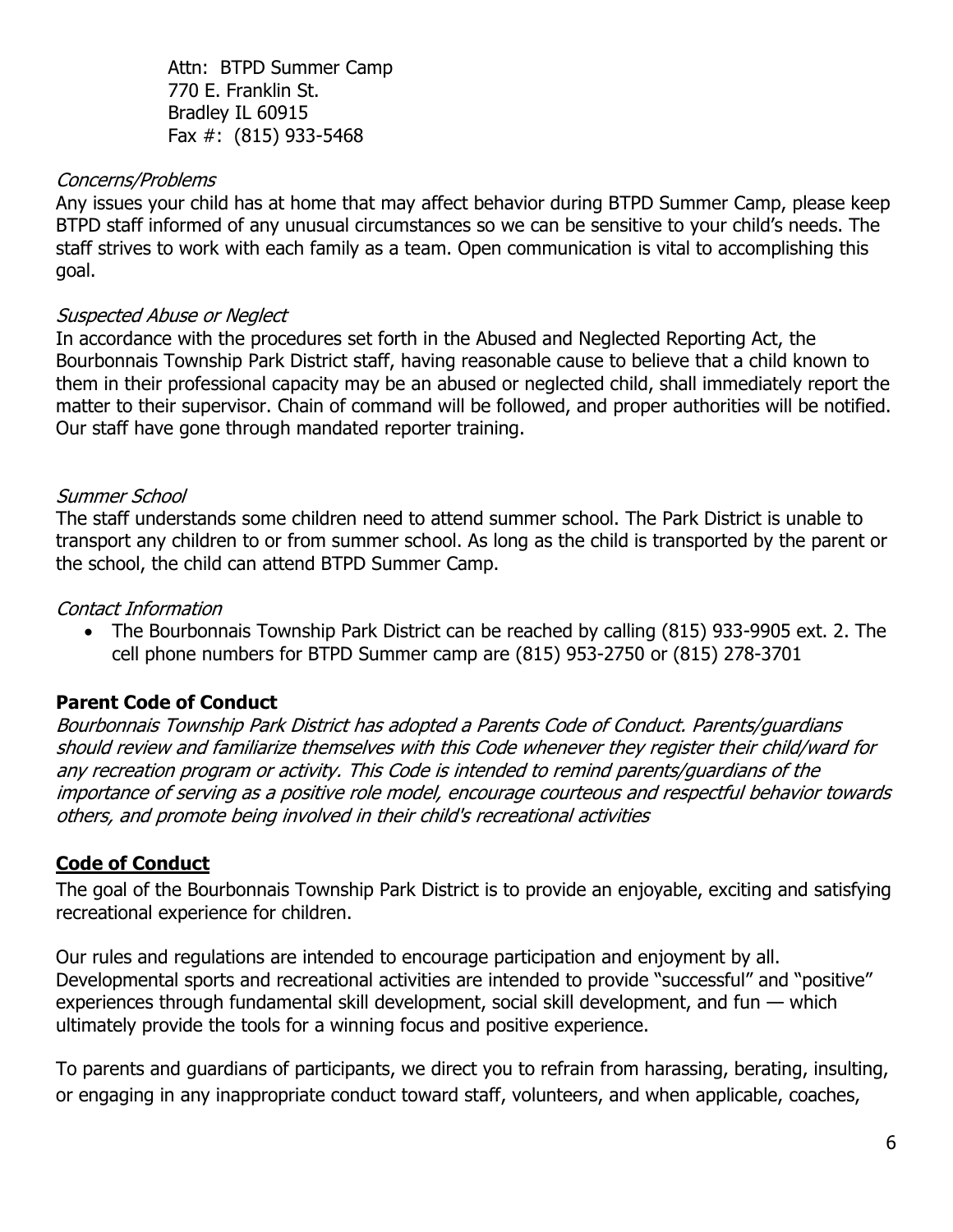Attn: BTPD Summer Camp
770 E. Franklin St.
Bradley IL 60915
Fax #: (815) 933-5468

*Concerns/Problems*

Any issues your child has at home that may affect behavior during BTPD Summer Camp, please keep BTPD staff informed of any unusual circumstances so we can be sensitive to your child's needs. The staff strives to work with each family as a team. Open communication is vital to accomplishing this goal.

*Suspected Abuse or Neglect*

In accordance with the procedures set forth in the Abused and Neglected Reporting Act, the Bourbonnais Township Park District staff, having reasonable cause to believe that a child known to them in their professional capacity may be an abused or neglected child, shall immediately report the matter to their supervisor. Chain of command will be followed, and proper authorities will be notified. Our staff have gone through mandated reporter training.

*Summer School*

The staff understands some children need to attend summer school. The Park District is unable to transport any children to or from summer school. As long as the child is transported by the parent or the school, the child can attend BTPD Summer Camp.

*Contact Information*

- The Bourbonnais Township Park District can be reached by calling (815) 933-9905 ext. 2. The cell phone numbers for BTPD Summer camp are (815) 953-2750 or (815) 278-3701

**Parent Code of Conduct**

*Bourbonnais Township Park District has adopted a Parents Code of Conduct. Parents/guardians should review and familiarize themselves with this Code whenever they register their child/ward for any recreation program or activity. This Code is intended to remind parents/guardians of the importance of serving as a positive role model, encourage courteous and respectful behavior towards others, and promote being involved in their child's recreational activities*

## Code of Conduct

The goal of the Bourbonnais Township Park District is to provide an enjoyable, exciting and satisfying recreational experience for children.

Our rules and regulations are intended to encourage participation and enjoyment by all. Developmental sports and recreational activities are intended to provide "successful" and "positive" experiences through fundamental skill development, social skill development, and fun — which ultimately provide the tools for a winning focus and positive experience.

To parents and guardians of participants, we direct you to refrain from harassing, berating, insulting, or engaging in any inappropriate conduct toward staff, volunteers, and when applicable, coaches,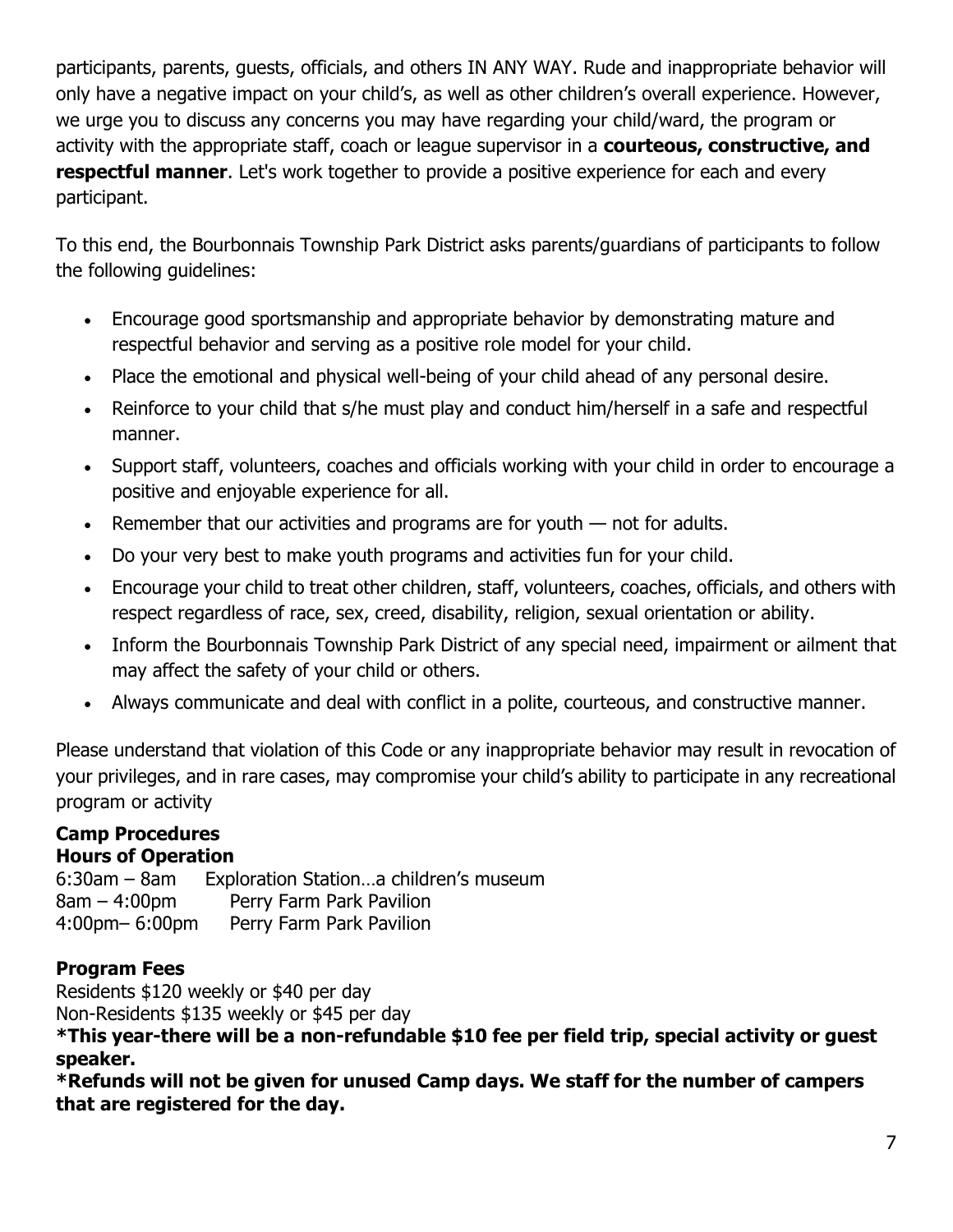participants, parents, guests, officials, and others IN ANY WAY. Rude and inappropriate behavior will only have a negative impact on your child's, as well as other children's overall experience. However, we urge you to discuss any concerns you may have regarding your child/ward, the program or activity with the appropriate staff, coach or league supervisor in a **courteous, constructive, and respectful manner**. Let's work together to provide a positive experience for each and every participant.

To this end, the Bourbonnais Township Park District asks parents/guardians of participants to follow the following guidelines:

- Encourage good sportsmanship and appropriate behavior by demonstrating mature and respectful behavior and serving as a positive role model for your child.
- Place the emotional and physical well-being of your child ahead of any personal desire.
- Reinforce to your child that s/he must play and conduct him/herself in a safe and respectful manner.
- Support staff, volunteers, coaches and officials working with your child in order to encourage a positive and enjoyable experience for all.
- Remember that our activities and programs are for youth — not for adults.
- Do your very best to make youth programs and activities fun for your child.
- Encourage your child to treat other children, staff, volunteers, coaches, officials, and others with respect regardless of race, sex, creed, disability, religion, sexual orientation or ability.
- Inform the Bourbonnais Township Park District of any special need, impairment or ailment that may affect the safety of your child or others.
- Always communicate and deal with conflict in a polite, courteous, and constructive manner.

Please understand that violation of this Code or any inappropriate behavior may result in revocation of your privileges, and in rare cases, may compromise your child's ability to participate in any recreational program or activity

**Camp Procedures**
**Hours of Operation**

6:30am – 8am Exploration Station…a children's museum
8am – 4:00pm Perry Farm Park Pavilion
4:00pm– 6:00pm Perry Farm Park Pavilion

**Program Fees**

Residents $120 weekly or $40 per day
Non-Residents $135 weekly or $45 per day

**\*This year-there will be a non-refundable $10 fee per field trip, special activity or guest speaker.**

**\*Refunds will not be given for unused Camp days. We staff for the number of campers that are registered for the day.**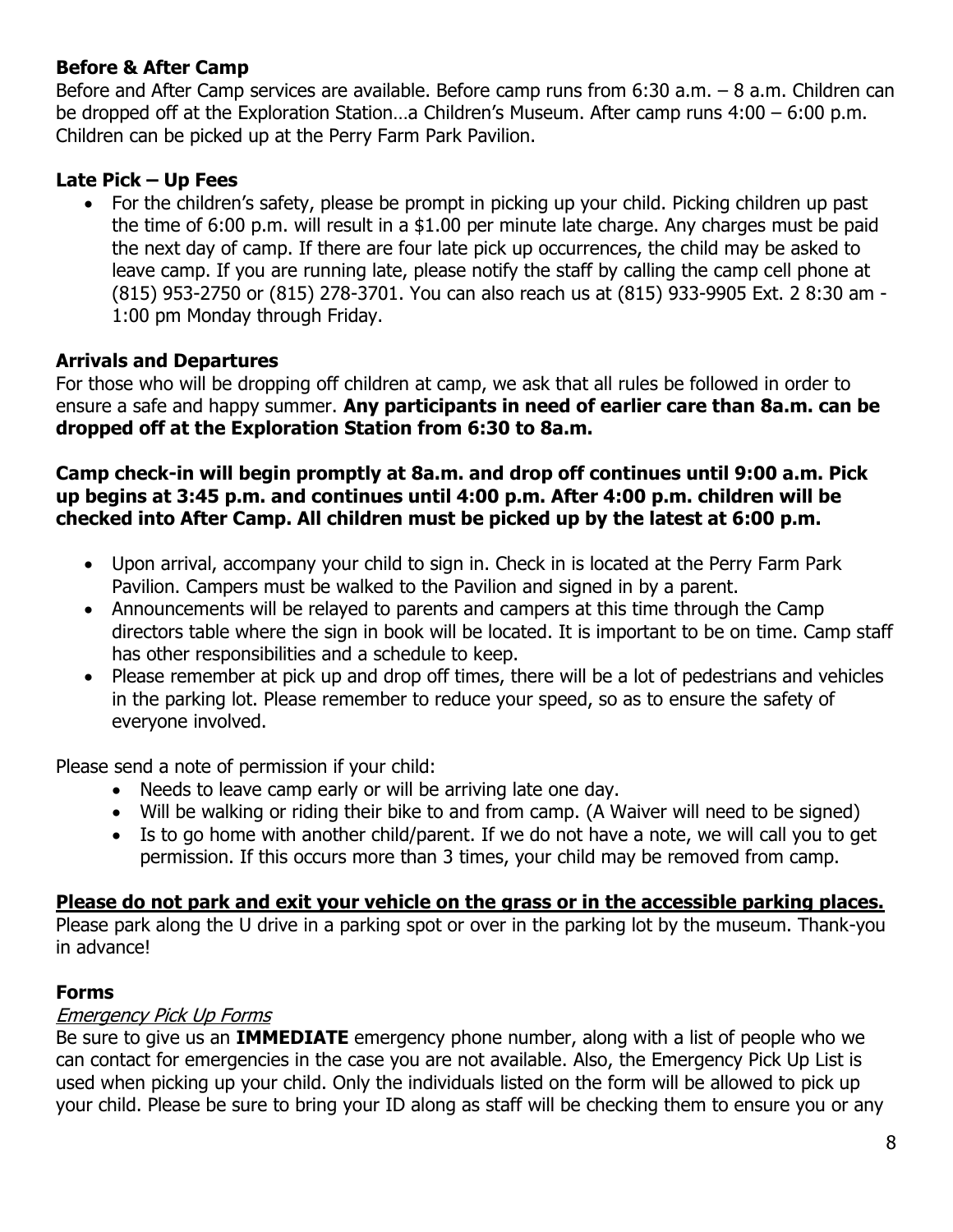### **Before & After Camp**

Before and After Camp services are available. Before camp runs from 6:30 a.m. – 8 a.m. Children can be dropped off at the Exploration Station…a Children's Museum. After camp runs 4:00 – 6:00 p.m. Children can be picked up at the Perry Farm Park Pavilion.

### **Late Pick – Up Fees**

- For the children's safety, please be prompt in picking up your child. Picking children up past the time of 6:00 p.m. will result in a $1.00 per minute late charge. Any charges must be paid the next day of camp. If there are four late pick up occurrences, the child may be asked to leave camp. If you are running late, please notify the staff by calling the camp cell phone at (815) 953-2750 or (815) 278-3701. You can also reach us at (815) 933-9905 Ext. 2 8:30 am - 1:00 pm Monday through Friday.

### **Arrivals and Departures**

For those who will be dropping off children at camp, we ask that all rules be followed in order to ensure a safe and happy summer. **Any participants in need of earlier care than 8a.m. can be dropped off at the Exploration Station from 6:30 to 8a.m.**

**Camp check-in will begin promptly at 8a.m. and drop off continues until 9:00 a.m. Pick up begins at 3:45 p.m. and continues until 4:00 p.m. After 4:00 p.m. children will be checked into After Camp. All children must be picked up by the latest at 6:00 p.m.**

- Upon arrival, accompany your child to sign in. Check in is located at the Perry Farm Park Pavilion. Campers must be walked to the Pavilion and signed in by a parent.
- Announcements will be relayed to parents and campers at this time through the Camp directors table where the sign in book will be located. It is important to be on time. Camp staff has other responsibilities and a schedule to keep.
- Please remember at pick up and drop off times, there will be a lot of pedestrians and vehicles in the parking lot. Please remember to reduce your speed, so as to ensure the safety of everyone involved.

Please send a note of permission if your child:

- Needs to leave camp early or will be arriving late one day.
- Will be walking or riding their bike to and from camp. (A Waiver will need to be signed)
- Is to go home with another child/parent. If we do not have a note, we will call you to get permission. If this occurs more than 3 times, your child may be removed from camp.

**<u>Please do not park and exit your vehicle on the grass or in the accessible parking places.</u>**
Please park along the U drive in a parking spot or over in the parking lot by the museum. Thank-you in advance!

### **Forms**

*<u>Emergency Pick Up Forms</u>*

Be sure to give us an **IMMEDIATE** emergency phone number, along with a list of people who we can contact for emergencies in the case you are not available. Also, the Emergency Pick Up List is used when picking up your child. Only the individuals listed on the form will be allowed to pick up your child. Please be sure to bring your ID along as staff will be checking them to ensure you or any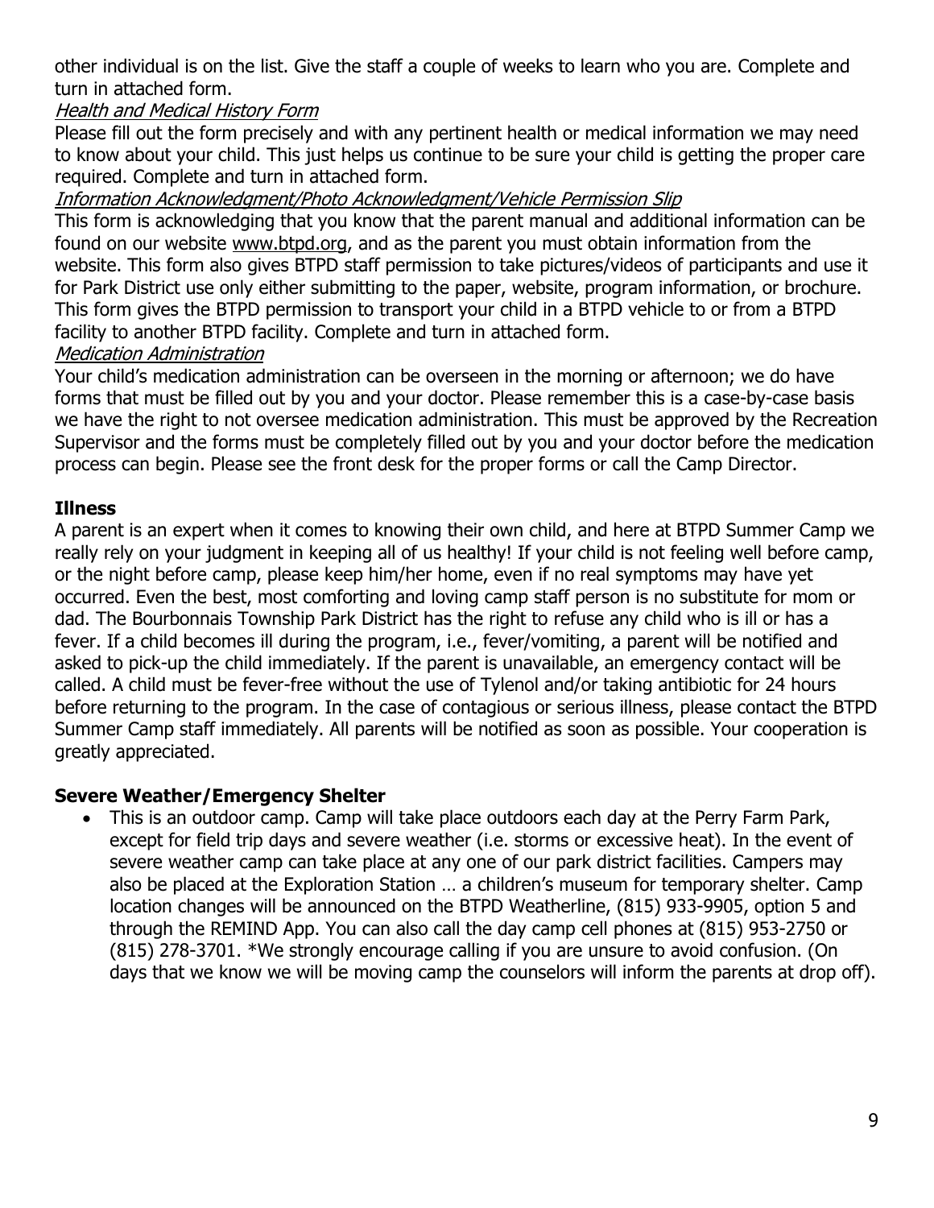other individual is on the list. Give the staff a couple of weeks to learn who you are. Complete and turn in attached form.

*Health and Medical History Form*

Please fill out the form precisely and with any pertinent health or medical information we may need to know about your child. This just helps us continue to be sure your child is getting the proper care required. Complete and turn in attached form.

*Information Acknowledgment/Photo Acknowledgment/Vehicle Permission Slip*

This form is acknowledging that you know that the parent manual and additional information can be found on our website www.btpd.org, and as the parent you must obtain information from the website. This form also gives BTPD staff permission to take pictures/videos of participants and use it for Park District use only either submitting to the paper, website, program information, or brochure. This form gives the BTPD permission to transport your child in a BTPD vehicle to or from a BTPD facility to another BTPD facility. Complete and turn in attached form.

*Medication Administration*

Your child's medication administration can be overseen in the morning or afternoon; we do have forms that must be filled out by you and your doctor. Please remember this is a case-by-case basis we have the right to not oversee medication administration. This must be approved by the Recreation Supervisor and the forms must be completely filled out by you and your doctor before the medication process can begin. Please see the front desk for the proper forms or call the Camp Director.

**Illness**

A parent is an expert when it comes to knowing their own child, and here at BTPD Summer Camp we really rely on your judgment in keeping all of us healthy! If your child is not feeling well before camp, or the night before camp, please keep him/her home, even if no real symptoms may have yet occurred. Even the best, most comforting and loving camp staff person is no substitute for mom or dad. The Bourbonnais Township Park District has the right to refuse any child who is ill or has a fever. If a child becomes ill during the program, i.e., fever/vomiting, a parent will be notified and asked to pick-up the child immediately. If the parent is unavailable, an emergency contact will be called. A child must be fever-free without the use of Tylenol and/or taking antibiotic for 24 hours before returning to the program. In the case of contagious or serious illness, please contact the BTPD Summer Camp staff immediately. All parents will be notified as soon as possible. Your cooperation is greatly appreciated.

**Severe Weather/Emergency Shelter**

- This is an outdoor camp. Camp will take place outdoors each day at the Perry Farm Park, except for field trip days and severe weather (i.e. storms or excessive heat). In the event of severe weather camp can take place at any one of our park district facilities. Campers may also be placed at the Exploration Station … a children's museum for temporary shelter. Camp location changes will be announced on the BTPD Weatherline, (815) 933-9905, option 5 and through the REMIND App. You can also call the day camp cell phones at (815) 953-2750 or (815) 278-3701. *We strongly encourage calling if you are unsure to avoid confusion. (On days that we know we will be moving camp the counselors will inform the parents at drop off).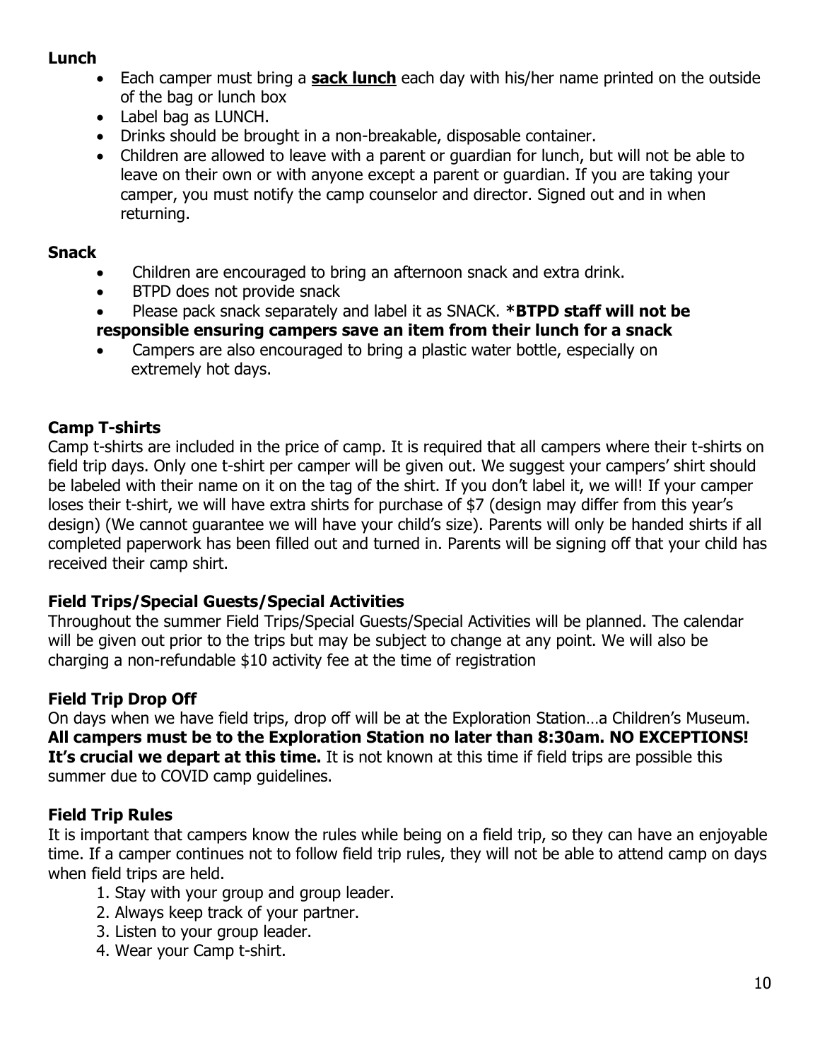**Lunch**

- Each camper must bring a **sack lunch** each day with his/her name printed on the outside of the bag or lunch box
- Label bag as LUNCH.
- Drinks should be brought in a non-breakable, disposable container.
- Children are allowed to leave with a parent or guardian for lunch, but will not be able to leave on their own or with anyone except a parent or guardian. If you are taking your camper, you must notify the camp counselor and director. Signed out and in when returning.

**Snack**

- Children are encouraged to bring an afternoon snack and extra drink.
- BTPD does not provide snack
- Please pack snack separately and label it as SNACK. ***BTPD staff will not be responsible ensuring campers save an item from their lunch for a snack**
- Campers are also encouraged to bring a plastic water bottle, especially on extremely hot days.

**Camp T-shirts**

Camp t-shirts are included in the price of camp. It is required that all campers where their t-shirts on field trip days. Only one t-shirt per camper will be given out. We suggest your campers' shirt should be labeled with their name on it on the tag of the shirt. If you don't label it, we will! If your camper loses their t-shirt, we will have extra shirts for purchase of $7 (design may differ from this year's design) (We cannot guarantee we will have your child's size). Parents will only be handed shirts if all completed paperwork has been filled out and turned in. Parents will be signing off that your child has received their camp shirt.

**Field Trips/Special Guests/Special Activities**

Throughout the summer Field Trips/Special Guests/Special Activities will be planned. The calendar will be given out prior to the trips but may be subject to change at any point. We will also be charging a non-refundable $10 activity fee at the time of registration

**Field Trip Drop Off**

On days when we have field trips, drop off will be at the Exploration Station…a Children's Museum. **All campers must be to the Exploration Station no later than 8:30am. NO EXCEPTIONS! It's crucial we depart at this time.** It is not known at this time if field trips are possible this summer due to COVID camp guidelines.

**Field Trip Rules**

It is important that campers know the rules while being on a field trip, so they can have an enjoyable time. If a camper continues not to follow field trip rules, they will not be able to attend camp on days when field trips are held.

1. Stay with your group and group leader.
2. Always keep track of your partner.
3. Listen to your group leader.
4. Wear your Camp t-shirt.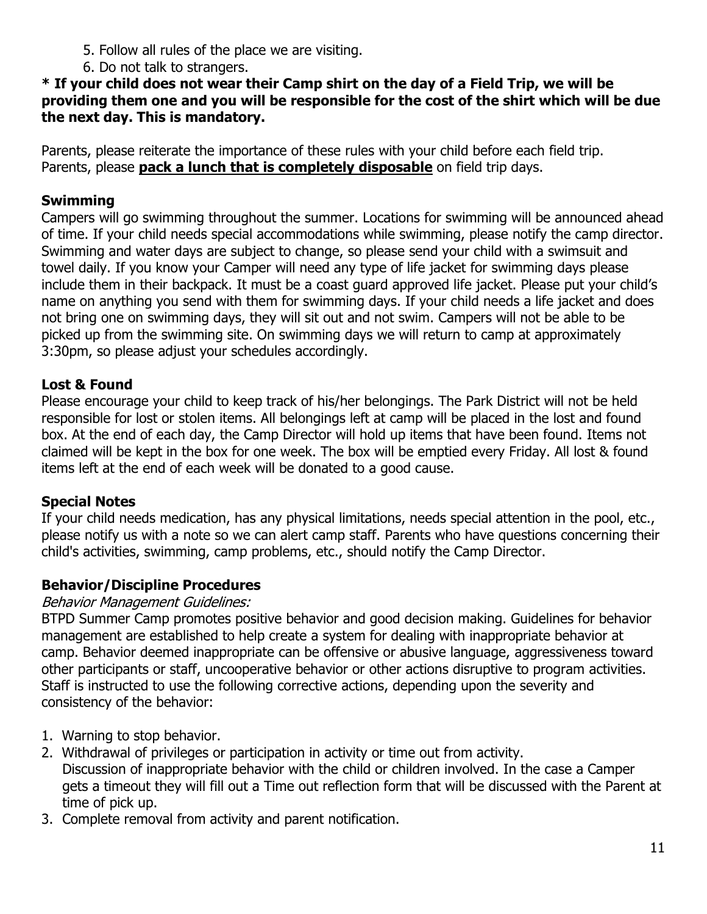5. Follow all rules of the place we are visiting.
6. Do not talk to strangers.

**\* If your child does not wear their Camp shirt on the day of a Field Trip, we will be providing them one and you will be responsible for the cost of the shirt which will be due the next day. This is mandatory.**

Parents, please reiterate the importance of these rules with your child before each field trip.
Parents, please **pack a lunch that is completely disposable** on field trip days.

## Swimming

Campers will go swimming throughout the summer. Locations for swimming will be announced ahead of time. If your child needs special accommodations while swimming, please notify the camp director. Swimming and water days are subject to change, so please send your child with a swimsuit and towel daily. If you know your Camper will need any type of life jacket for swimming days please include them in their backpack. It must be a coast guard approved life jacket. Please put your child's name on anything you send with them for swimming days. If your child needs a life jacket and does not bring one on swimming days, they will sit out and not swim. Campers will not be able to be picked up from the swimming site. On swimming days we will return to camp at approximately 3:30pm, so please adjust your schedules accordingly.

## Lost & Found

Please encourage your child to keep track of his/her belongings. The Park District will not be held responsible for lost or stolen items. All belongings left at camp will be placed in the lost and found box. At the end of each day, the Camp Director will hold up items that have been found. Items not claimed will be kept in the box for one week. The box will be emptied every Friday. All lost & found items left at the end of each week will be donated to a good cause.

## Special Notes

If your child needs medication, has any physical limitations, needs special attention in the pool, etc., please notify us with a note so we can alert camp staff. Parents who have questions concerning their child's activities, swimming, camp problems, etc., should notify the Camp Director.

## Behavior/Discipline Procedures

*Behavior Management Guidelines:*

BTPD Summer Camp promotes positive behavior and good decision making. Guidelines for behavior management are established to help create a system for dealing with inappropriate behavior at camp. Behavior deemed inappropriate can be offensive or abusive language, aggressiveness toward other participants or staff, uncooperative behavior or other actions disruptive to program activities. Staff is instructed to use the following corrective actions, depending upon the severity and consistency of the behavior:

1. Warning to stop behavior.
2. Withdrawal of privileges or participation in activity or time out from activity.
   Discussion of inappropriate behavior with the child or children involved. In the case a Camper gets a timeout they will fill out a Time out reflection form that will be discussed with the Parent at time of pick up.
3. Complete removal from activity and parent notification.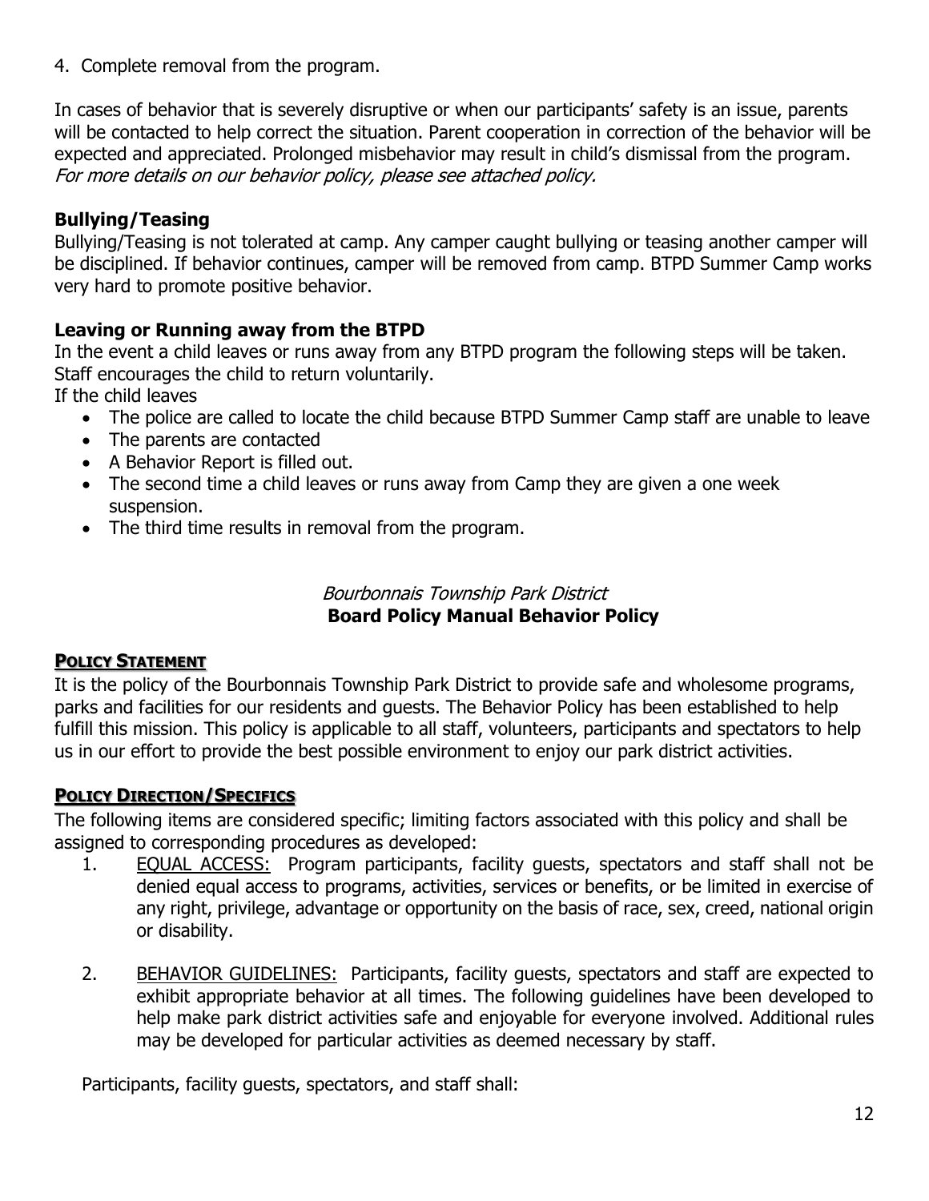4. Complete removal from the program.

In cases of behavior that is severely disruptive or when our participants' safety is an issue, parents will be contacted to help correct the situation. Parent cooperation in correction of the behavior will be expected and appreciated. Prolonged misbehavior may result in child's dismissal from the program. *For more details on our behavior policy, please see attached policy.*

### Bullying/Teasing

Bullying/Teasing is not tolerated at camp. Any camper caught bullying or teasing another camper will be disciplined. If behavior continues, camper will be removed from camp. BTPD Summer Camp works very hard to promote positive behavior.

### Leaving or Running away from the BTPD

In the event a child leaves or runs away from any BTPD program the following steps will be taken. Staff encourages the child to return voluntarily.
If the child leaves

- The police are called to locate the child because BTPD Summer Camp staff are unable to leave
- The parents are contacted
- A Behavior Report is filled out.
- The second time a child leaves or runs away from Camp they are given a one week suspension.
- The third time results in removal from the program.

*Bourbonnais Township Park District*
**Board Policy Manual Behavior Policy**

### Policy Statement

It is the policy of the Bourbonnais Township Park District to provide safe and wholesome programs, parks and facilities for our residents and guests. The Behavior Policy has been established to help fulfill this mission. This policy is applicable to all staff, volunteers, participants and spectators to help us in our effort to provide the best possible environment to enjoy our park district activities.

### Policy Direction/Specifics

The following items are considered specific; limiting factors associated with this policy and shall be assigned to corresponding procedures as developed:

1. EQUAL ACCESS: Program participants, facility guests, spectators and staff shall not be denied equal access to programs, activities, services or benefits, or be limited in exercise of any right, privilege, advantage or opportunity on the basis of race, sex, creed, national origin or disability.

2. BEHAVIOR GUIDELINES: Participants, facility guests, spectators and staff are expected to exhibit appropriate behavior at all times. The following guidelines have been developed to help make park district activities safe and enjoyable for everyone involved. Additional rules may be developed for particular activities as deemed necessary by staff.

Participants, facility guests, spectators, and staff shall: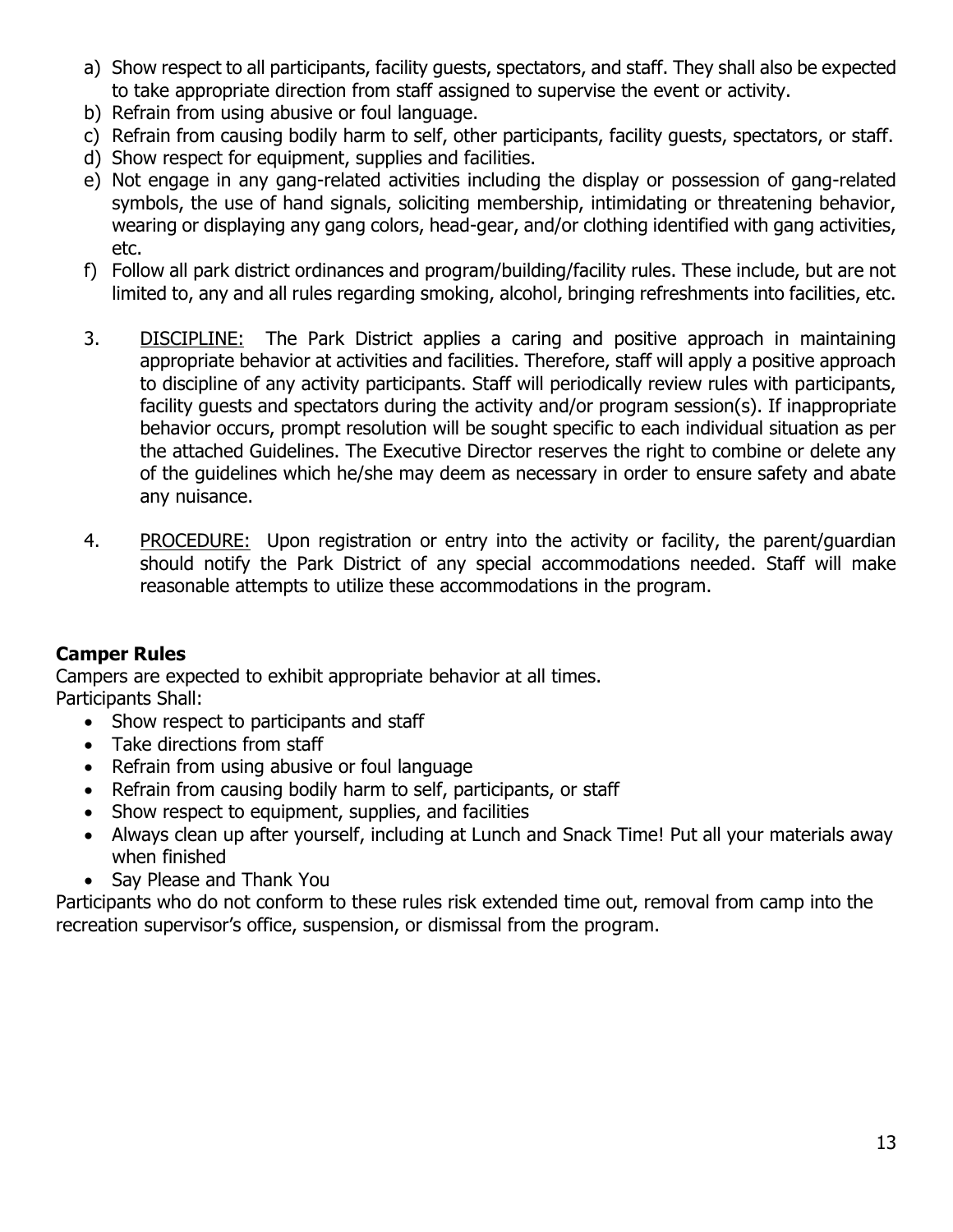a) Show respect to all participants, facility guests, spectators, and staff. They shall also be expected to take appropriate direction from staff assigned to supervise the event or activity.
b) Refrain from using abusive or foul language.
c) Refrain from causing bodily harm to self, other participants, facility guests, spectators, or staff.
d) Show respect for equipment, supplies and facilities.
e) Not engage in any gang-related activities including the display or possession of gang-related symbols, the use of hand signals, soliciting membership, intimidating or threatening behavior, wearing or displaying any gang colors, head-gear, and/or clothing identified with gang activities, etc.
f) Follow all park district ordinances and program/building/facility rules. These include, but are not limited to, any and all rules regarding smoking, alcohol, bringing refreshments into facilities, etc.

3. <u>DISCIPLINE:</u> The Park District applies a caring and positive approach in maintaining appropriate behavior at activities and facilities. Therefore, staff will apply a positive approach to discipline of any activity participants. Staff will periodically review rules with participants, facility guests and spectators during the activity and/or program session(s). If inappropriate behavior occurs, prompt resolution will be sought specific to each individual situation as per the attached Guidelines. The Executive Director reserves the right to combine or delete any of the guidelines which he/she may deem as necessary in order to ensure safety and abate any nuisance.

4. <u>PROCEDURE:</u> Upon registration or entry into the activity or facility, the parent/guardian should notify the Park District of any special accommodations needed. Staff will make reasonable attempts to utilize these accommodations in the program.

**Camper Rules**

Campers are expected to exhibit appropriate behavior at all times.
Participants Shall:

- Show respect to participants and staff
- Take directions from staff
- Refrain from using abusive or foul language
- Refrain from causing bodily harm to self, participants, or staff
- Show respect to equipment, supplies, and facilities
- Always clean up after yourself, including at Lunch and Snack Time! Put all your materials away when finished
- Say Please and Thank You

Participants who do not conform to these rules risk extended time out, removal from camp into the recreation supervisor's office, suspension, or dismissal from the program.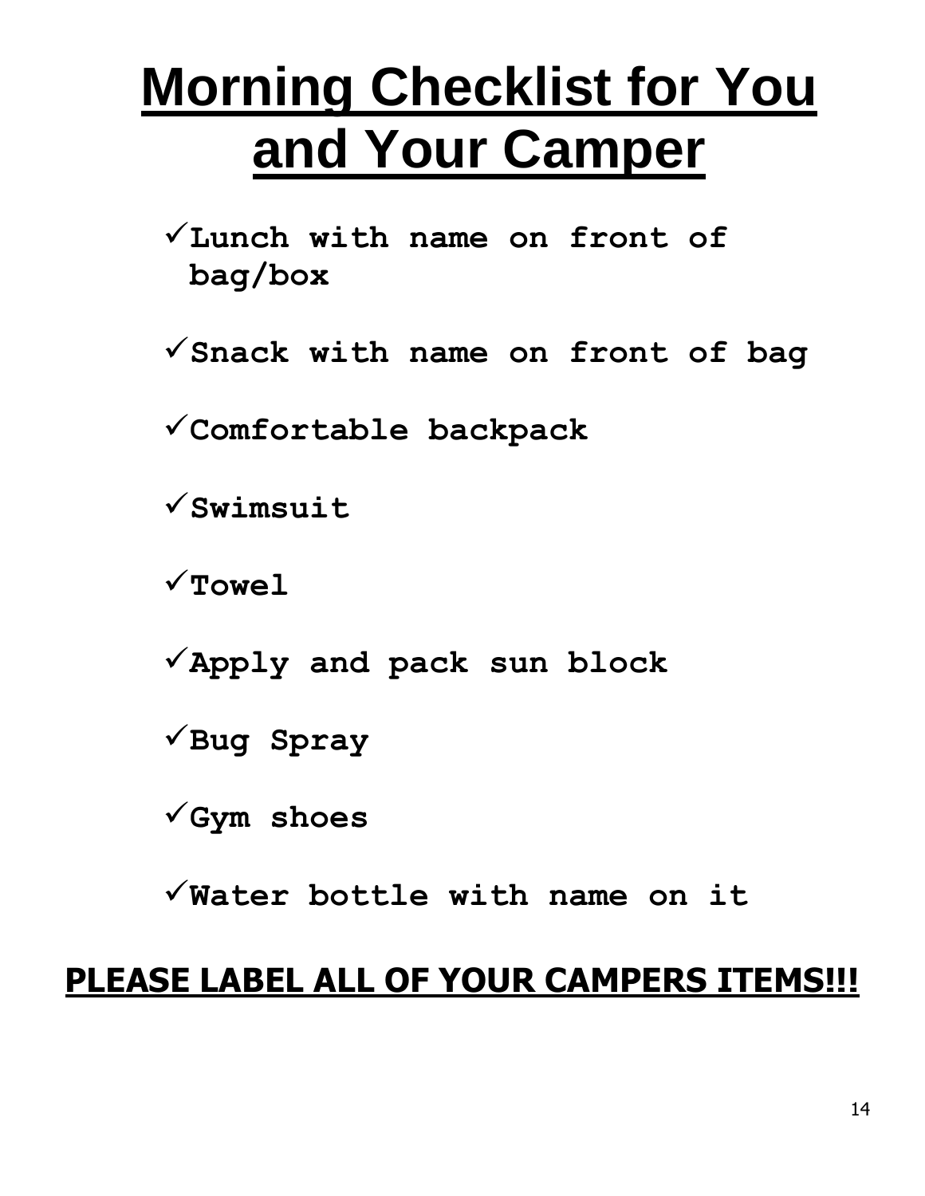# Morning Checklist for You and Your Camper

- ✓ **Lunch with name on front of bag/box**
- ✓ **Snack with name on front of bag**
- ✓ **Comfortable backpack**
- ✓ **Swimsuit**
- ✓ **Towel**
- ✓ **Apply and pack sun block**
- ✓ **Bug Spray**
- ✓ **Gym shoes**
- ✓ **Water bottle with name on it**

**PLEASE LABEL ALL OF YOUR CAMPERS ITEMS!!!**